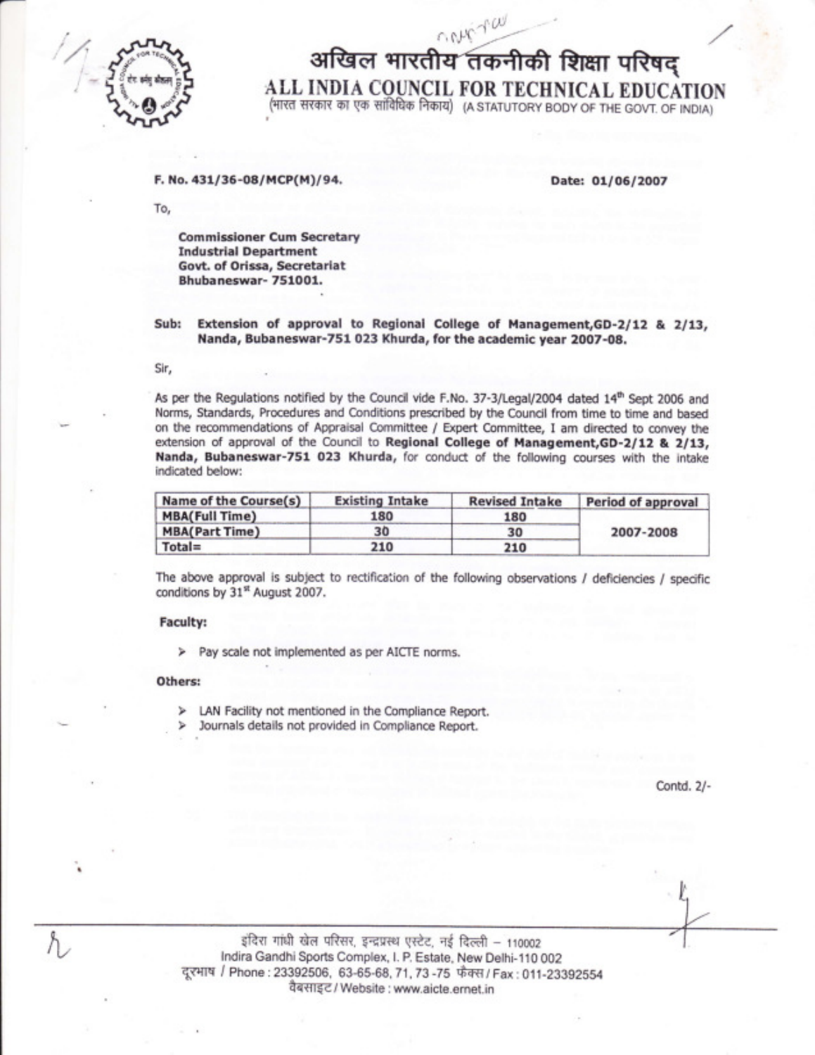# अखिल भारतीय तकनीकी शिक्षा परिषद्
# ALL INDIA COUNCIL FOR TECHNICAL EDUCATION

(भारत सरकार का एक सांविधिक निकाय) (A STATUTORY BODY OF THE GOVT. OF INDIA)

**F. No. 431/36-08/MCP(M)/94.** **Date: 01/06/2007**

To,

**Commissioner Cum Secretary**
**Industrial Department**
**Govt. of Orissa, Secretariat**
**Bhubaneswar- 751001.**

**Sub: Extension of approval to Regional College of Management,GD-2/12 & 2/13, Nanda, Bubaneswar-751 023 Khurda, for the academic year 2007-08.**

Sir,

As per the Regulations notified by the Council vide F.No. 37-3/Legal/2004 dated 14th Sept 2006 and Norms, Standards, Procedures and Conditions prescribed by the Council from time to time and based on the recommendations of Appraisal Committee / Expert Committee, I am directed to convey the extension of approval of the Council to **Regional College of Management,GD-2/12 & 2/13, Nanda, Bubaneswar-751 023 Khurda,** for conduct of the following courses with the intake indicated below:

| Name of the Course(s) | Existing Intake | Revised Intake | Period of approval |
|---|---|---|---|
| MBA(Full Time) | 180 | 180 | 2007-2008 |
| MBA(Part Time) | 30 | 30 | |
| Total= | 210 | 210 | |

The above approval is subject to rectification of the following observations / deficiencies / specific conditions by 31st August 2007.

**Faculty:**

- Pay scale not implemented as per AICTE norms.

**Others:**

- LAN Facility not mentioned in the Compliance Report.
- Journals details not provided in Compliance Report.

Contd. 2/-

इंदिरा गांधी खेल परिसर, इन्द्रप्रस्थ एस्टेट, नई दिल्ली – 110002
Indira Gandhi Sports Complex, I. P. Estate, New Delhi-110 002
दूरभाष / Phone : 23392506, 63-65-68, 71, 73 -75 फैक्स / Fax : 011-23392554
वैबसाइट / Website : www.aicte.ernet.in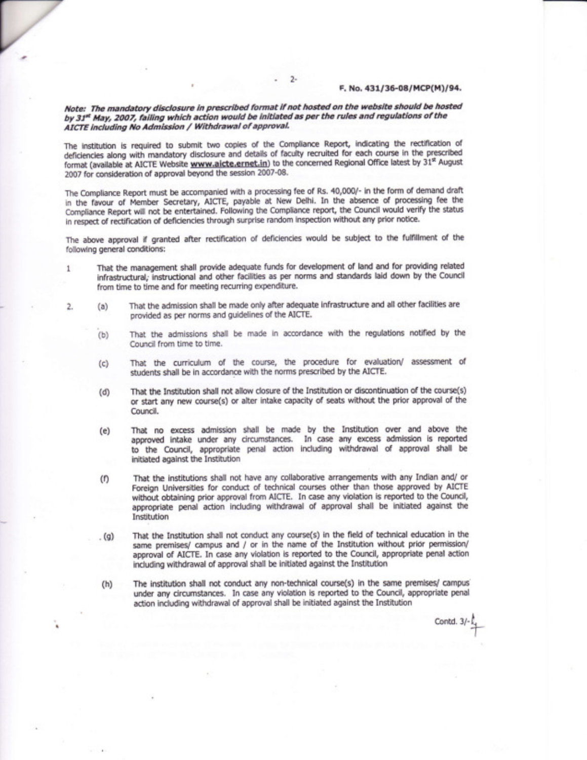F. No. 431/36-08/MCP(M)/94.

***Note: The mandatory disclosure in prescribed format if not hosted on the website should be hosted by 31st May, 2007, failing which action would be initiated as per the rules and regulations of the AICTE including No Admission / Withdrawal of approval.***

The institution is required to submit two copies of the Compliance Report, indicating the rectification of deficiencies along with mandatory disclosure and details of faculty recruited for each course in the prescribed format (available at AICTE Website **www.aicte.ernet.in**) to the concerned Regional Office latest by 31st August 2007 for consideration of approval beyond the session 2007-08.

The Compliance Report must be accompanied with a processing fee of Rs. 40,000/- in the form of demand draft in the favour of Member Secretary, AICTE, payable at New Delhi. In the absence of processing fee the Compliance Report will not be entertained. Following the Compliance report, the Council would verify the status in respect of rectification of deficiencies through surprise random inspection without any prior notice.

The above approval if granted after rectification of deficiencies would be subject to the fulfillment of the following general conditions:

1. That the management shall provide adequate funds for development of land and for providing related infrastructural, instructional and other facilities as per norms and standards laid down by the Council from time to time and for meeting recurring expenditure.

2. (a) That the admission shall be made only after adequate infrastructure and all other facilities are provided as per norms and guidelines of the AICTE.

   (b) That the admissions shall be made in accordance with the regulations notified by the Council from time to time.

   (c) That the curriculum of the course, the procedure for evaluation/ assessment of students shall be in accordance with the norms prescribed by the AICTE.

   (d) That the Institution shall not allow closure of the Institution or discontinuation of the course(s) or start any new course(s) or alter intake capacity of seats without the prior approval of the Council.

   (e) That no excess admission shall be made by the Institution over and above the approved intake under any circumstances. In case any excess admission is reported to the Council, appropriate penal action including withdrawal of approval shall be initiated against the Institution

   (f) That the institutions shall not have any collaborative arrangements with any Indian and/ or Foreign Universities for conduct of technical courses other than those approved by AICTE without obtaining prior approval from AICTE. In case any violation is reported to the Council, appropriate penal action including withdrawal of approval shall be initiated against the Institution

   (g) That the Institution shall not conduct any course(s) in the field of technical education in the same premises/ campus and / or in the name of the Institution without prior permission/ approval of AICTE. In case any violation is reported to the Council, appropriate penal action including withdrawal of approval shall be initiated against the Institution

   (h) The institution shall not conduct any non-technical course(s) in the same premises/ campus under any circumstances. In case any violation is reported to the Council, appropriate penal action including withdrawal of approval shall be initiated against the Institution

Contd. 3/-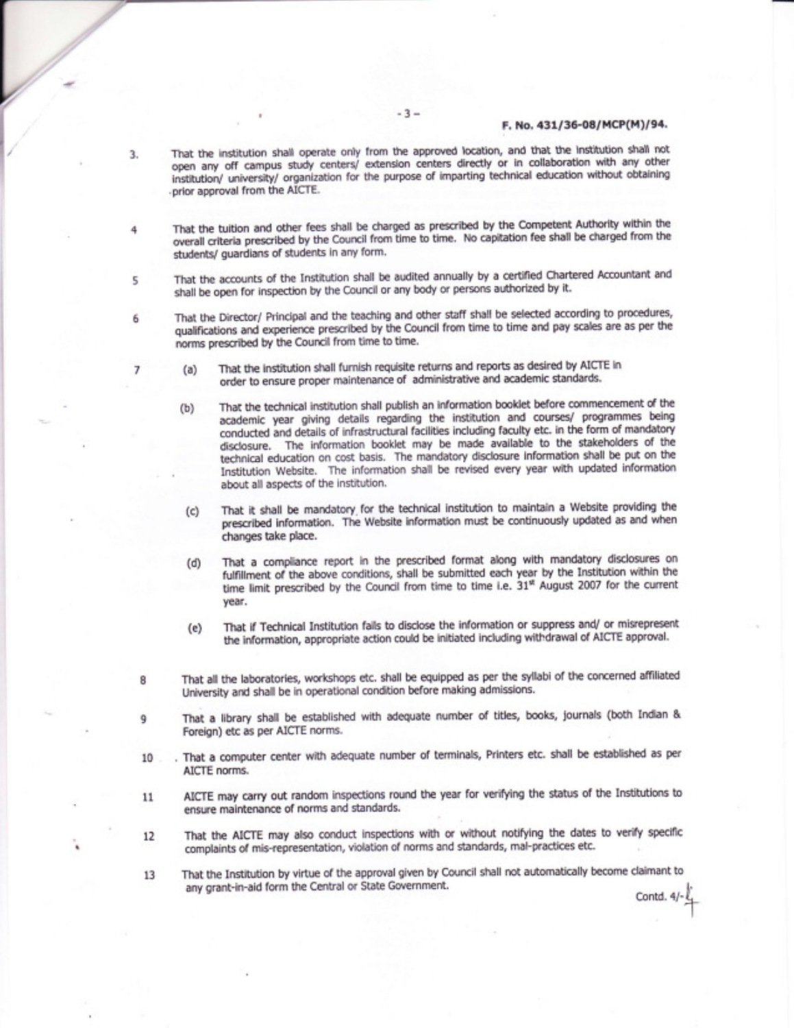F. No. 431/36-08/MCP(M)/94.

3. That the institution shall operate only from the approved location, and that the institution shall not open any off campus study centers/ extension centers directly or in collaboration with any other institution/ university/ organization for the purpose of imparting technical education without obtaining prior approval from the AICTE.

4 That the tuition and other fees shall be charged as prescribed by the Competent Authority within the overall criteria prescribed by the Council from time to time. No capitation fee shall be charged from the students/ guardians of students in any form.

5 That the accounts of the Institution shall be audited annually by a certified Chartered Accountant and shall be open for inspection by the Council or any body or persons authorized by it.

6 That the Director/ Principal and the teaching and other staff shall be selected according to procedures, qualifications and experience prescribed by the Council from time to time and pay scales are as per the norms prescribed by the Council from time to time.

7 (a) That the institution shall furnish requisite returns and reports as desired by AICTE in order to ensure proper maintenance of administrative and academic standards.

(b) That the technical institution shall publish an information booklet before commencement of the academic year giving details regarding the institution and courses/ programmes being conducted and details of infrastructural facilities including faculty etc. in the form of mandatory disclosure. The information booklet may be made available to the stakeholders of the technical education on cost basis. The mandatory disclosure information shall be put on the Institution Website. The information shall be revised every year with updated information about all aspects of the institution.

(c) That it shall be mandatory for the technical institution to maintain a Website providing the prescribed information. The Website information must be continuously updated as and when changes take place.

(d) That a compliance report in the prescribed format along with mandatory disclosures on fulfillment of the above conditions, shall be submitted each year by the Institution within the time limit prescribed by the Council from time to time i.e. 31st August 2007 for the current year.

(e) That if Technical Institution fails to disclose the information or suppress and/ or misrepresent the information, appropriate action could be initiated including withdrawal of AICTE approval.

8 That all the laboratories, workshops etc. shall be equipped as per the syllabi of the concerned affiliated University and shall be in operational condition before making admissions.

9 That a library shall be established with adequate number of titles, books, journals (both Indian & Foreign) etc as per AICTE norms.

10 . That a computer center with adequate number of terminals, Printers etc. shall be established as per AICTE norms.

11 AICTE may carry out random inspections round the year for verifying the status of the Institutions to ensure maintenance of norms and standards.

12 That the AICTE may also conduct inspections with or without notifying the dates to verify specific complaints of mis-representation, violation of norms and standards, mal-practices etc.

13 That the Institution by virtue of the approval given by Council shall not automatically become claimant to any grant-in-aid form the Central or State Government.

Contd. 4/-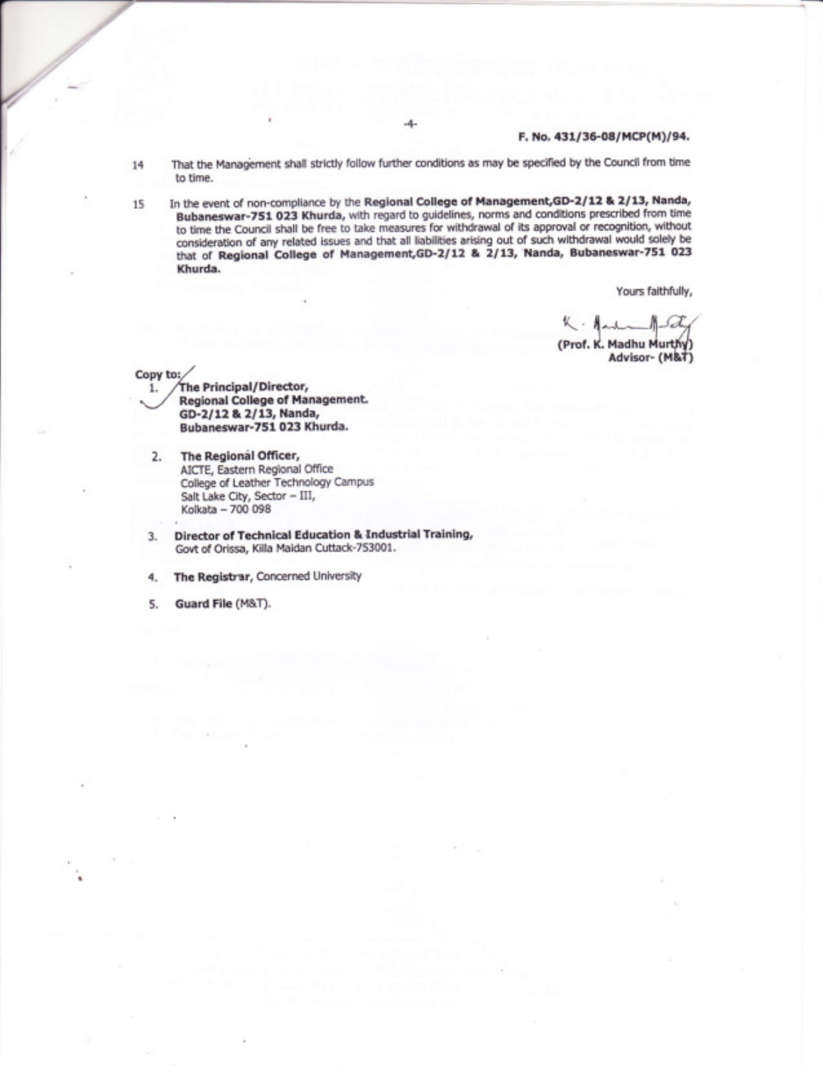F. No. 431/36-08/MCP(M)/94.

14 That the Management shall strictly follow further conditions as may be specified by the Council from time to time.

15 In the event of non-compliance by the **Regional College of Management,GD-2/12 & 2/13, Nanda, Bubaneswar-751 023 Khurda**, with regard to guidelines, norms and conditions prescribed from time to time the Council shall be free to take measures for withdrawal of its approval or recognition, without consideration of any related issues and that all liabilities arising out of such withdrawal would solely be that of **Regional College of Management,GD-2/12 & 2/13, Nanda, Bubaneswar-751 023 Khurda.**

Yours faithfully,

(Prof. K. Madhu Murthy)
Advisor- (M&T)

Copy to:

1. **The Principal/Director, Regional College of Management. GD-2/12 & 2/13, Nanda, Bubaneswar-751 023 Khurda.**
2. **The Regional Officer,**
   AICTE, Eastern Regional Office
   College of Leather Technology Campus
   Salt Lake City, Sector – III,
   Kolkata – 700 098
3. **Director of Technical Education & Industrial Training,**
   Govt of Orissa, Killa Maidan Cuttack-753001.
4. **The Registrar,** Concerned University
5. **Guard File** (M&T).